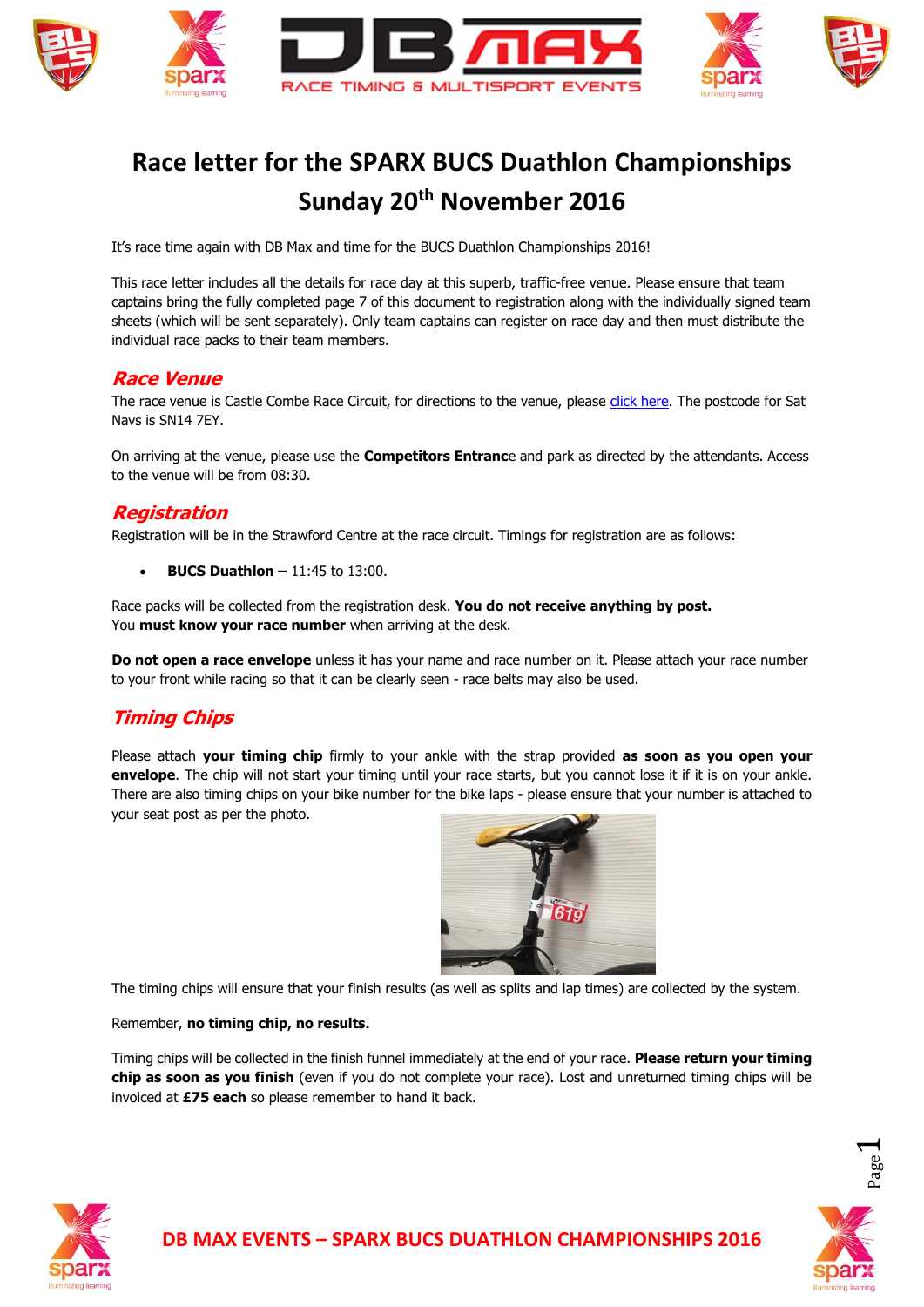# Race letter for the SPARX BUCS Duathlon Championships Sunday 20th November 2016

It's race time again with DB Max and time for the BUCS Duathlon Championships 2016!

This race letter includes all the details for race day at this superb, traffic-free venue. Please ensure that team captains bring the fully completed page 7 of this document to registration along with the individually signed team sheets (which will be sent separately). Only team captains can register on race day and then must distribute the individual race packs to their team members.

## *Race Venue*

The race venue is Castle Combe Race Circuit, for directions to the venue, please click here. The postcode for Sat Navs is SN14 7EY.

On arriving at the venue, please use the **Competitors Entranc**e and park as directed by the attendants. Access to the venue will be from 08:30.

## *Registration*

Registration will be in the Strawford Centre at the race circuit. Timings for registration are as follows:

- **BUCS Duathlon –** 11:45 to 13:00.

Race packs will be collected from the registration desk. **You do not receive anything by post.**
You **must know your race number** when arriving at the desk.

**Do not open a race envelope** unless it has your name and race number on it. Please attach your race number to your front while racing so that it can be clearly seen - race belts may also be used.

## *Timing Chips*

Please attach **your timing chip** firmly to your ankle with the strap provided **as soon as you open your envelope**. The chip will not start your timing until your race starts, but you cannot lose it if it is on your ankle. There are also timing chips on your bike number for the bike laps - please ensure that your number is attached to your seat post as per the photo.

The timing chips will ensure that your finish results (as well as splits and lap times) are collected by the system.

Remember, **no timing chip, no results.**

Timing chips will be collected in the finish funnel immediately at the end of your race. **Please return your timing chip as soon as you finish** (even if you do not complete your race). Lost and unreturned timing chips will be invoiced at **£75 each** so please remember to hand it back.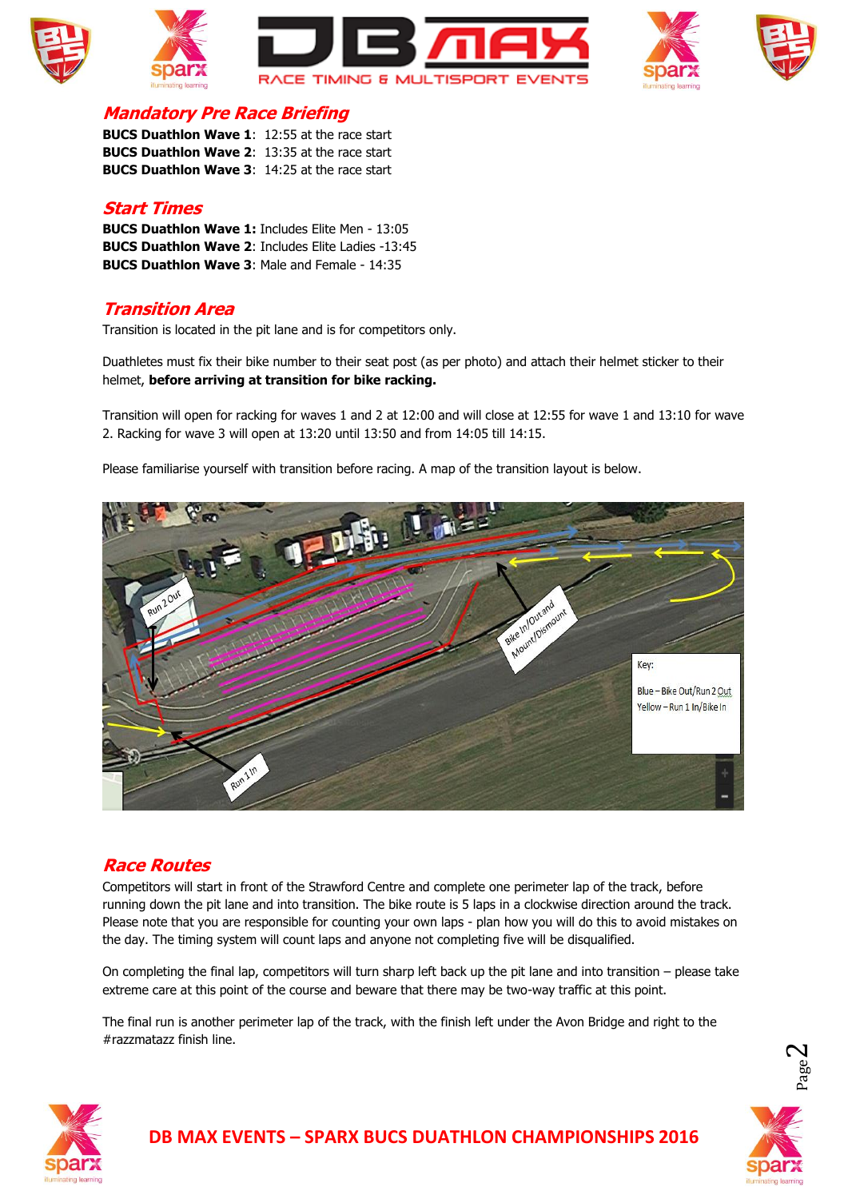## Mandatory Pre Race Briefing

**BUCS Duathlon Wave 1**: 12:55 at the race start
**BUCS Duathlon Wave 2**: 13:35 at the race start
**BUCS Duathlon Wave 3**: 14:25 at the race start

## Start Times

**BUCS Duathlon Wave 1:** Includes Elite Men - 13:05
**BUCS Duathlon Wave 2**: Includes Elite Ladies -13:45
**BUCS Duathlon Wave 3**: Male and Female - 14:35

## Transition Area

Transition is located in the pit lane and is for competitors only.

Duathletes must fix their bike number to their seat post (as per photo) and attach their helmet sticker to their helmet, **before arriving at transition for bike racking.**

Transition will open for racking for waves 1 and 2 at 12:00 and will close at 12:55 for wave 1 and 13:10 for wave 2. Racking for wave 3 will open at 13:20 until 13:50 and from 14:05 till 14:15.

Please familiarise yourself with transition before racing. A map of the transition layout is below.

Run 2 Out

Bike In/Out and Mount/Dismount

Run 1 In

Key:
Blue – Bike Out/Run 2 Out
Yellow – Run 1 In/Bike In

## Race Routes

Competitors will start in front of the Strawford Centre and complete one perimeter lap of the track, before running down the pit lane and into transition. The bike route is 5 laps in a clockwise direction around the track. Please note that you are responsible for counting your own laps - plan how you will do this to avoid mistakes on the day. The timing system will count laps and anyone not completing five will be disqualified.

On completing the final lap, competitors will turn sharp left back up the pit lane and into transition – please take extreme care at this point of the course and beware that there may be two-way traffic at this point.

The final run is another perimeter lap of the track, with the finish left under the Avon Bridge and right to the #razzmatazz finish line.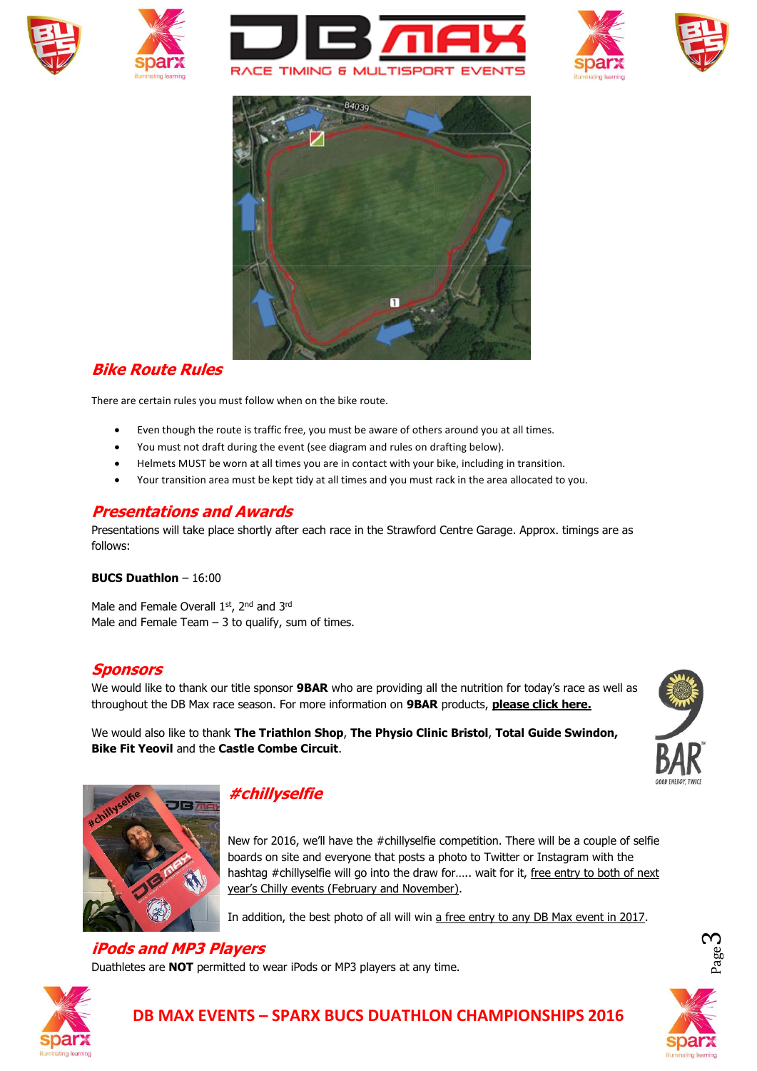## Bike Route Rules

There are certain rules you must follow when on the bike route.

- Even though the route is traffic free, you must be aware of others around you at all times.
- You must not draft during the event (see diagram and rules on drafting below).
- Helmets MUST be worn at all times you are in contact with your bike, including in transition.
- Your transition area must be kept tidy at all times and you must rack in the area allocated to you.

## Presentations and Awards

Presentations will take place shortly after each race in the Strawford Centre Garage. Approx. timings are as follows:

**BUCS Duathlon** – 16:00

Male and Female Overall 1st, 2nd and 3rd
Male and Female Team – 3 to qualify, sum of times.

## Sponsors

We would like to thank our title sponsor **9BAR** who are providing all the nutrition for today's race as well as throughout the DB Max race season. For more information on **9BAR** products, **please click here.**

We would also like to thank **The Triathlon Shop**, **The Physio Clinic Bristol**, **Total Guide Swindon**, **Bike Fit Yeovil** and the **Castle Combe Circuit**.

## #chillyselfie

New for 2016, we'll have the #chillyselfie competition. There will be a couple of selfie boards on site and everyone that posts a photo to Twitter or Instagram with the hashtag #chillyselfie will go into the draw for….. wait for it, free entry to both of next year's Chilly events (February and November).

In addition, the best photo of all will win a free entry to any DB Max event in 2017.

## iPods and MP3 Players

Duathletes are **NOT** permitted to wear iPods or MP3 players at any time.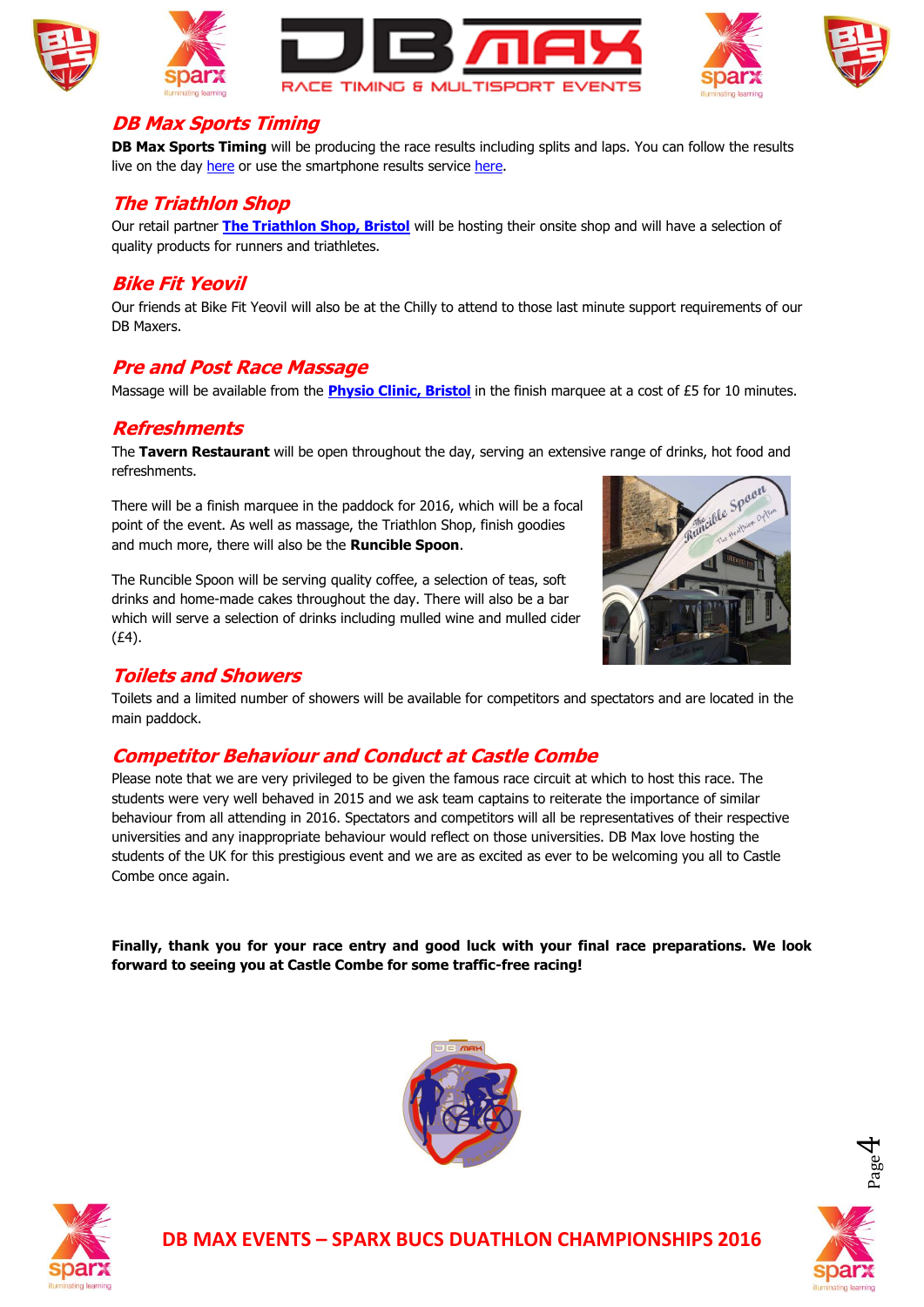## DB Max Sports Timing

**DB Max Sports Timing** will be producing the race results including splits and laps. You can follow the results live on the day here or use the smartphone results service here.

## The Triathlon Shop

Our retail partner **The Triathlon Shop, Bristol** will be hosting their onsite shop and will have a selection of quality products for runners and triathletes.

## Bike Fit Yeovil

Our friends at Bike Fit Yeovil will also be at the Chilly to attend to those last minute support requirements of our DB Maxers.

## Pre and Post Race Massage

Massage will be available from the **Physio Clinic, Bristol** in the finish marquee at a cost of £5 for 10 minutes.

## Refreshments

The **Tavern Restaurant** will be open throughout the day, serving an extensive range of drinks, hot food and refreshments.

There will be a finish marquee in the paddock for 2016, which will be a focal point of the event. As well as massage, the Triathlon Shop, finish goodies and much more, there will also be the **Runcible Spoon**.

The Runcible Spoon will be serving quality coffee, a selection of teas, soft drinks and home-made cakes throughout the day. There will also be a bar which will serve a selection of drinks including mulled wine and mulled cider (£4).

## Toilets and Showers

Toilets and a limited number of showers will be available for competitors and spectators and are located in the main paddock.

## Competitor Behaviour and Conduct at Castle Combe

Please note that we are very privileged to be given the famous race circuit at which to host this race. The students were very well behaved in 2015 and we ask team captains to reiterate the importance of similar behaviour from all attending in 2016. Spectators and competitors will all be representatives of their respective universities and any inappropriate behaviour would reflect on those universities. DB Max love hosting the students of the UK for this prestigious event and we are as excited as ever to be welcoming you all to Castle Combe once again.

**Finally, thank you for your race entry and good luck with your final race preparations. We look forward to seeing you at Castle Combe for some traffic-free racing!**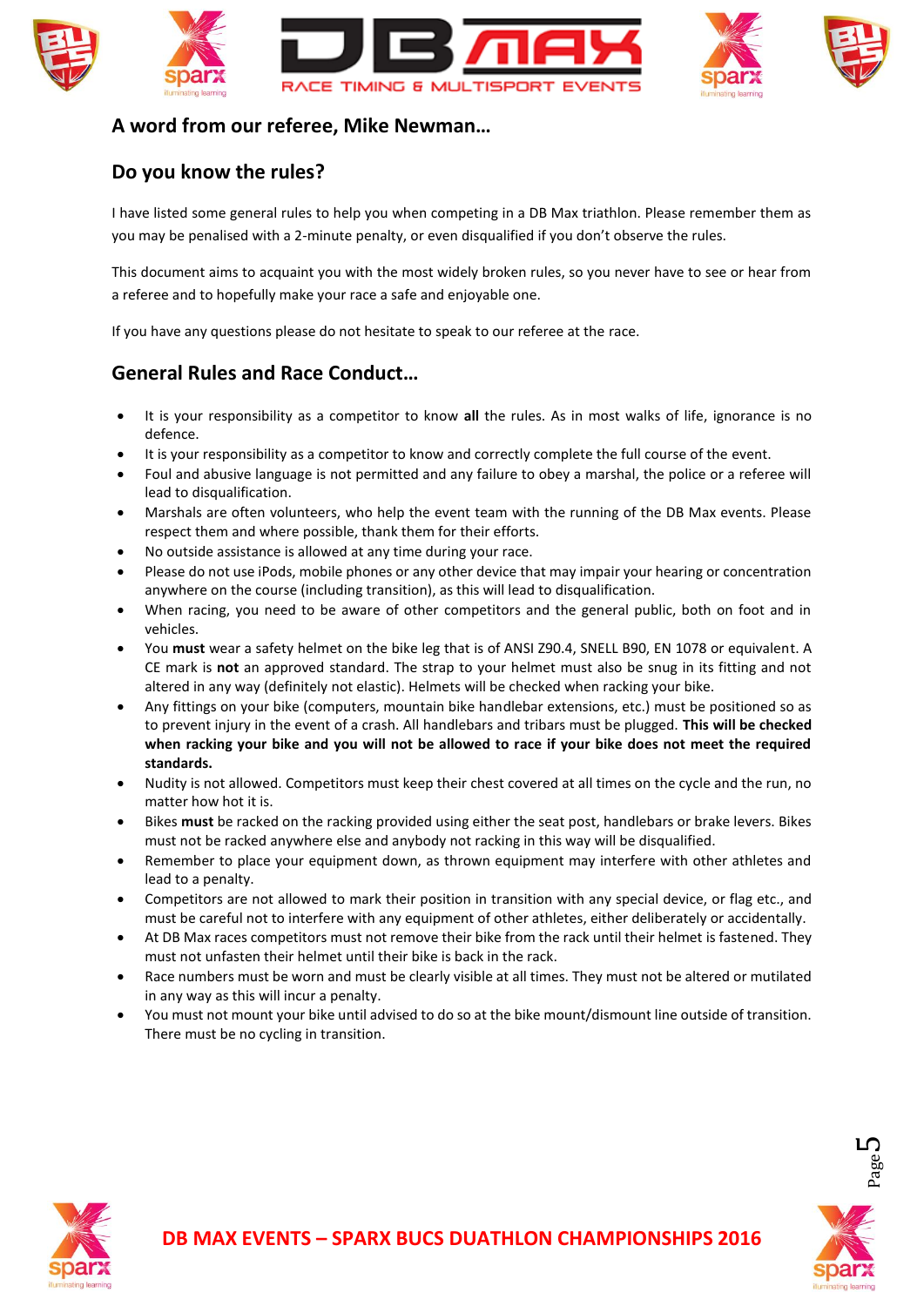## A word from our referee, Mike Newman…

## Do you know the rules?

I have listed some general rules to help you when competing in a DB Max triathlon. Please remember them as you may be penalised with a 2-minute penalty, or even disqualified if you don't observe the rules.

This document aims to acquaint you with the most widely broken rules, so you never have to see or hear from a referee and to hopefully make your race a safe and enjoyable one.

If you have any questions please do not hesitate to speak to our referee at the race.

## General Rules and Race Conduct…

- It is your responsibility as a competitor to know **all** the rules. As in most walks of life, ignorance is no defence.
- It is your responsibility as a competitor to know and correctly complete the full course of the event.
- Foul and abusive language is not permitted and any failure to obey a marshal, the police or a referee will lead to disqualification.
- Marshals are often volunteers, who help the event team with the running of the DB Max events. Please respect them and where possible, thank them for their efforts.
- No outside assistance is allowed at any time during your race.
- Please do not use iPods, mobile phones or any other device that may impair your hearing or concentration anywhere on the course (including transition), as this will lead to disqualification.
- When racing, you need to be aware of other competitors and the general public, both on foot and in vehicles.
- You **must** wear a safety helmet on the bike leg that is of ANSI Z90.4, SNELL B90, EN 1078 or equivalent. A CE mark is **not** an approved standard. The strap to your helmet must also be snug in its fitting and not altered in any way (definitely not elastic). Helmets will be checked when racking your bike.
- Any fittings on your bike (computers, mountain bike handlebar extensions, etc.) must be positioned so as to prevent injury in the event of a crash. All handlebars and tribars must be plugged. **This will be checked when racking your bike and you will not be allowed to race if your bike does not meet the required standards.**
- Nudity is not allowed. Competitors must keep their chest covered at all times on the cycle and the run, no matter how hot it is.
- Bikes **must** be racked on the racking provided using either the seat post, handlebars or brake levers. Bikes must not be racked anywhere else and anybody not racking in this way will be disqualified.
- Remember to place your equipment down, as thrown equipment may interfere with other athletes and lead to a penalty.
- Competitors are not allowed to mark their position in transition with any special device, or flag etc., and must be careful not to interfere with any equipment of other athletes, either deliberately or accidentally.
- At DB Max races competitors must not remove their bike from the rack until their helmet is fastened. They must not unfasten their helmet until their bike is back in the rack.
- Race numbers must be worn and must be clearly visible at all times. They must not be altered or mutilated in any way as this will incur a penalty.
- You must not mount your bike until advised to do so at the bike mount/dismount line outside of transition. There must be no cycling in transition.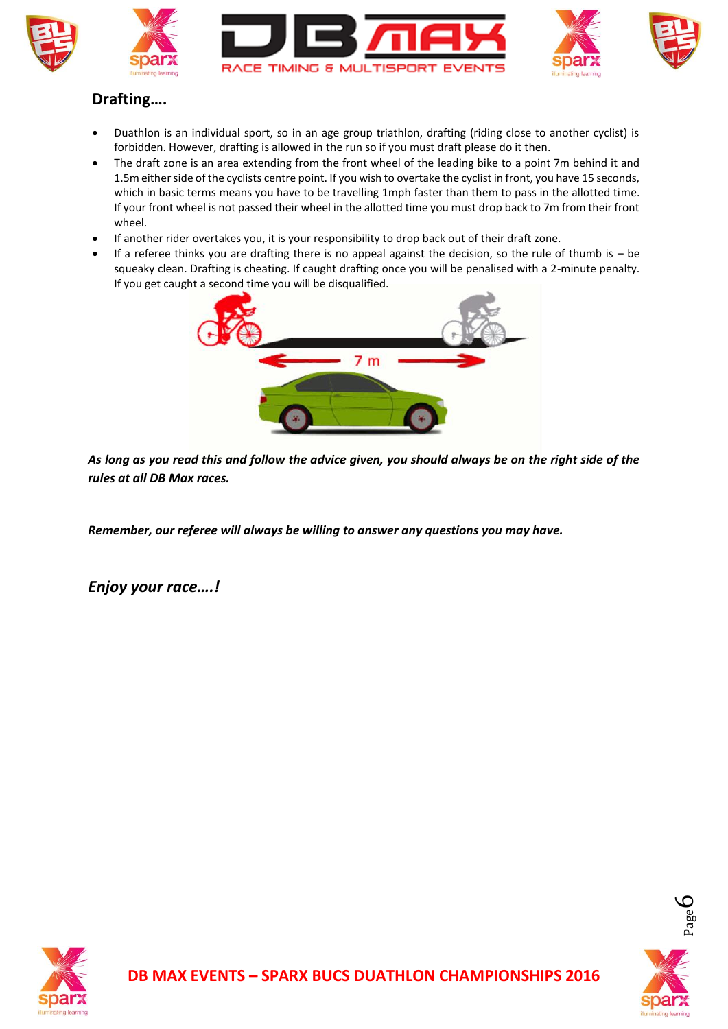## Drafting….

- Duathlon is an individual sport, so in an age group triathlon, drafting (riding close to another cyclist) is forbidden. However, drafting is allowed in the run so if you must draft please do it then.
- The draft zone is an area extending from the front wheel of the leading bike to a point 7m behind it and 1.5m either side of the cyclists centre point. If you wish to overtake the cyclist in front, you have 15 seconds, which in basic terms means you have to be travelling 1mph faster than them to pass in the allotted time. If your front wheel is not passed their wheel in the allotted time you must drop back to 7m from their front wheel.
- If another rider overtakes you, it is your responsibility to drop back out of their draft zone.
- If a referee thinks you are drafting there is no appeal against the decision, so the rule of thumb is – be squeaky clean. Drafting is cheating. If caught drafting once you will be penalised with a 2-minute penalty. If you get caught a second time you will be disqualified.

***As long as you read this and follow the advice given, you should always be on the right side of the rules at all DB Max races.***

***Remember, our referee will always be willing to answer any questions you may have.***

### *Enjoy your race….!*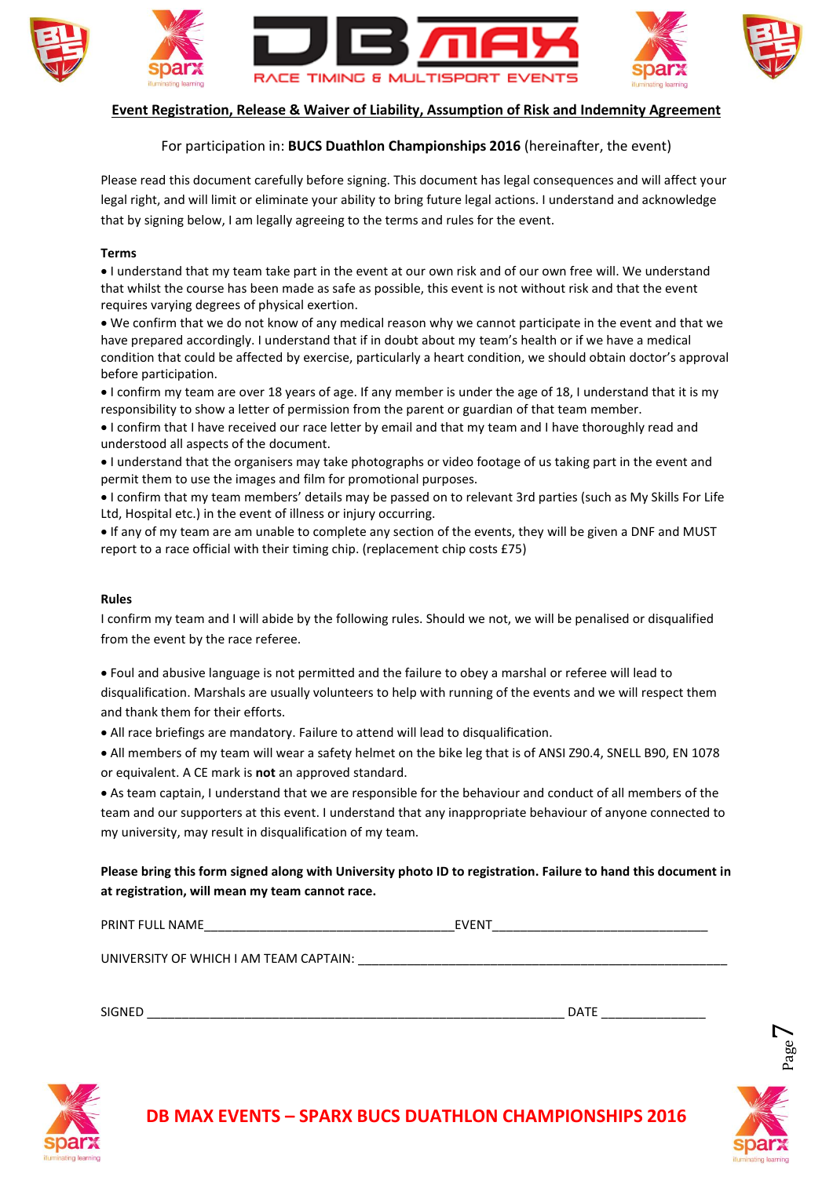**Event Registration, Release & Waiver of Liability, Assumption of Risk and Indemnity Agreement**

For participation in: **BUCS Duathlon Championships 2016** (hereinafter, the event)

Please read this document carefully before signing. This document has legal consequences and will affect your legal right, and will limit or eliminate your ability to bring future legal actions. I understand and acknowledge that by signing below, I am legally agreeing to the terms and rules for the event.

**Terms**

- I understand that my team take part in the event at our own risk and of our own free will. We understand that whilst the course has been made as safe as possible, this event is not without risk and that the event requires varying degrees of physical exertion.
- We confirm that we do not know of any medical reason why we cannot participate in the event and that we have prepared accordingly. I understand that if in doubt about my team's health or if we have a medical condition that could be affected by exercise, particularly a heart condition, we should obtain doctor's approval before participation.
- I confirm my team are over 18 years of age. If any member is under the age of 18, I understand that it is my responsibility to show a letter of permission from the parent or guardian of that team member.
- I confirm that I have received our race letter by email and that my team and I have thoroughly read and understood all aspects of the document.
- I understand that the organisers may take photographs or video footage of us taking part in the event and permit them to use the images and film for promotional purposes.
- I confirm that my team members' details may be passed on to relevant 3rd parties (such as My Skills For Life Ltd, Hospital etc.) in the event of illness or injury occurring.
- If any of my team are am unable to complete any section of the events, they will be given a DNF and MUST report to a race official with their timing chip. (replacement chip costs £75)

**Rules**

I confirm my team and I will abide by the following rules. Should we not, we will be penalised or disqualified from the event by the race referee.

- Foul and abusive language is not permitted and the failure to obey a marshal or referee will lead to disqualification. Marshals are usually volunteers to help with running of the events and we will respect them and thank them for their efforts.
- All race briefings are mandatory. Failure to attend will lead to disqualification.
- All members of my team will wear a safety helmet on the bike leg that is of ANSI Z90.4, SNELL B90, EN 1078 or equivalent. A CE mark is **not** an approved standard.
- As team captain, I understand that we are responsible for the behaviour and conduct of all members of the team and our supporters at this event. I understand that any inappropriate behaviour of anyone connected to my university, may result in disqualification of my team.

**Please bring this form signed along with University photo ID to registration. Failure to hand this document in at registration, will mean my team cannot race.**

PRINT FULL NAME____________________________________EVENT_______________________________

UNIVERSITY OF WHICH I AM TEAM CAPTAIN: _____________________________________________________

SIGNED ____________________________________________________________ DATE _______________